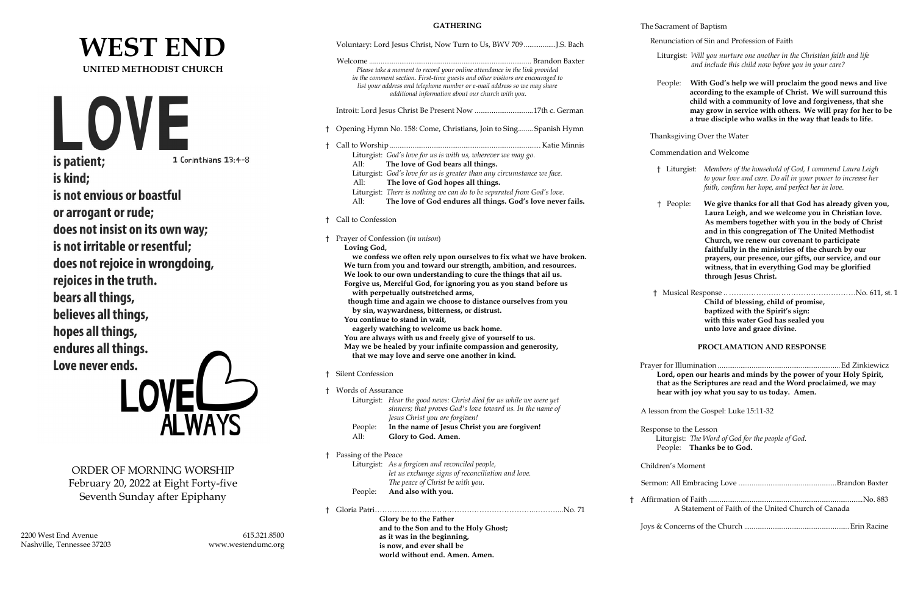# WEST END

**UNITED METHODIST CHURCH**

LOVE

is patient;

1 Corinthians 13:4-8

is kind;

is not envious or boastful

or arrogant or rude;

does not insist on its own way;

is not irritable or resentful;

does not rejoice in wrongdoing,

rejoices in the truth.

bears all things,

believes all things,

hopes all things,

endures all things.

Love never ends.

LOVE ALWAYS

ORDER OF MORNING WORSHIP

February 20, 2022 at Eight Forty-five

Seventh Sunday after Epiphany

2200 West End Avenue
Nashville, Tennessee 37203

615.321.8500
www.westendumc.org

## GATHERING

Voluntary: Lord Jesus Christ, Now Turn to Us, BWV 709 ................. J.S. Bach

Welcome ...................................................................................... Brandon Baxter

*Please take a moment to record your online attendance in the link provided in the comment section. First-time guests and other visitors are encouraged to list your address and telephone number or e-mail address so we may share additional information about our church with you.*

Introit: Lord Jesus Christ Be Present Now ............................... 17th c. German

† Opening Hymn No. 158: Come, Christians, Join to Sing........ Spanish Hymn

† Call to Worship ................................................................................ Katie Minnis

Liturgist: *God's love for us is with us, wherever we may go.*
All: **The love of God bears all things.**
Liturgist: *God's love for us is greater than any circumstance we face.*
All: **The love of God hopes all things.**
Liturgist: *There is nothing we can do to be separated from God's love.*
All: **The love of God endures all things. God's love never fails.**

† Call to Confession

† Prayer of Confession (*in unison*)

**Loving God,**
**we confess we often rely upon ourselves to fix what we have broken.**
**We turn from you and toward our strength, ambition, and resources.**
**We look to our own understanding to cure the things that ail us.**
**Forgive us, Merciful God, for ignoring you as you stand before us with perpetually outstretched arms,**
**though time and again we choose to distance ourselves from you by sin, waywardness, bitterness, or distrust.**
**You continue to stand in wait,**
**eagerly watching to welcome us back home.**
**You are always with us and freely give of yourself to us.**
**May we be healed by your infinite compassion and generosity, that we may love and serve one another in kind.**

† Silent Confession

† Words of Assurance

Liturgist: *Hear the good news: Christ died for us while we were yet sinners; that proves God's love toward us. In the name of Jesus Christ you are forgiven!*
People: **In the name of Jesus Christ you are forgiven!**
All: **Glory to God. Amen.**

† Passing of the Peace

Liturgist: *As a forgiven and reconciled people, let us exchange signs of reconciliation and love. The peace of Christ be with you.*
People: **And also with you.**

† Gloria Patri............................................................................................No. 71

**Glory be to the Father**
**and to the Son and to the Holy Ghost;**
**as it was in the beginning,**
**is now, and ever shall be**
**world without end. Amen. Amen.**

The Sacrament of Baptism

Renunciation of Sin and Profession of Faith

Liturgist: *Will you nurture one another in the Christian faith and life and include this child now before you in your care?*

People: **With God's help we will proclaim the good news and live according to the example of Christ. We will surround this child with a community of love and forgiveness, that she may grow in service with others. We will pray for her to be a true disciple who walks in the way that leads to life.**

Thanksgiving Over the Water

Commendation and Welcome

† Liturgist: *Members of the household of God, I commend Laura Leigh to your love and care. Do all in your power to increase her faith, confirm her hope, and perfect her in love.*

† People: **We give thanks for all that God has already given you, Laura Leigh, and we welcome you in Christian love. As members together with you in the body of Christ and in this congregation of The United Methodist Church, we renew our covenant to participate faithfully in the ministries of the church by our prayers, our presence, our gifts, our service, and our witness, that in everything God may be glorified through Jesus Christ.**

† Musical Response ..........................................................No. 611, st. 1

**Child of blessing, child of promise,**
**baptized with the Spirit's sign:**
**with this water God has sealed you**
**unto love and grace divine.**

## PROCLAMATION AND RESPONSE

Prayer for Illumination ............................................................. Ed Zinkiewicz

**Lord, open our hearts and minds by the power of your Holy Spirit, that as the Scriptures are read and the Word proclaimed, we may hear with joy what you say to us today. Amen.**

A lesson from the Gospel: Luke 15:11-32

Response to the Lesson

Liturgist: *The Word of God for the people of God.*
People: **Thanks be to God.**

Children's Moment

Sermon: All Embracing Love ................................................... Brandon Baxter

† Affirmation of Faith ...................................................................... No. 883

A Statement of Faith of the United Church of Canada

Joys & Concerns of the Church ................................................... Erin Racine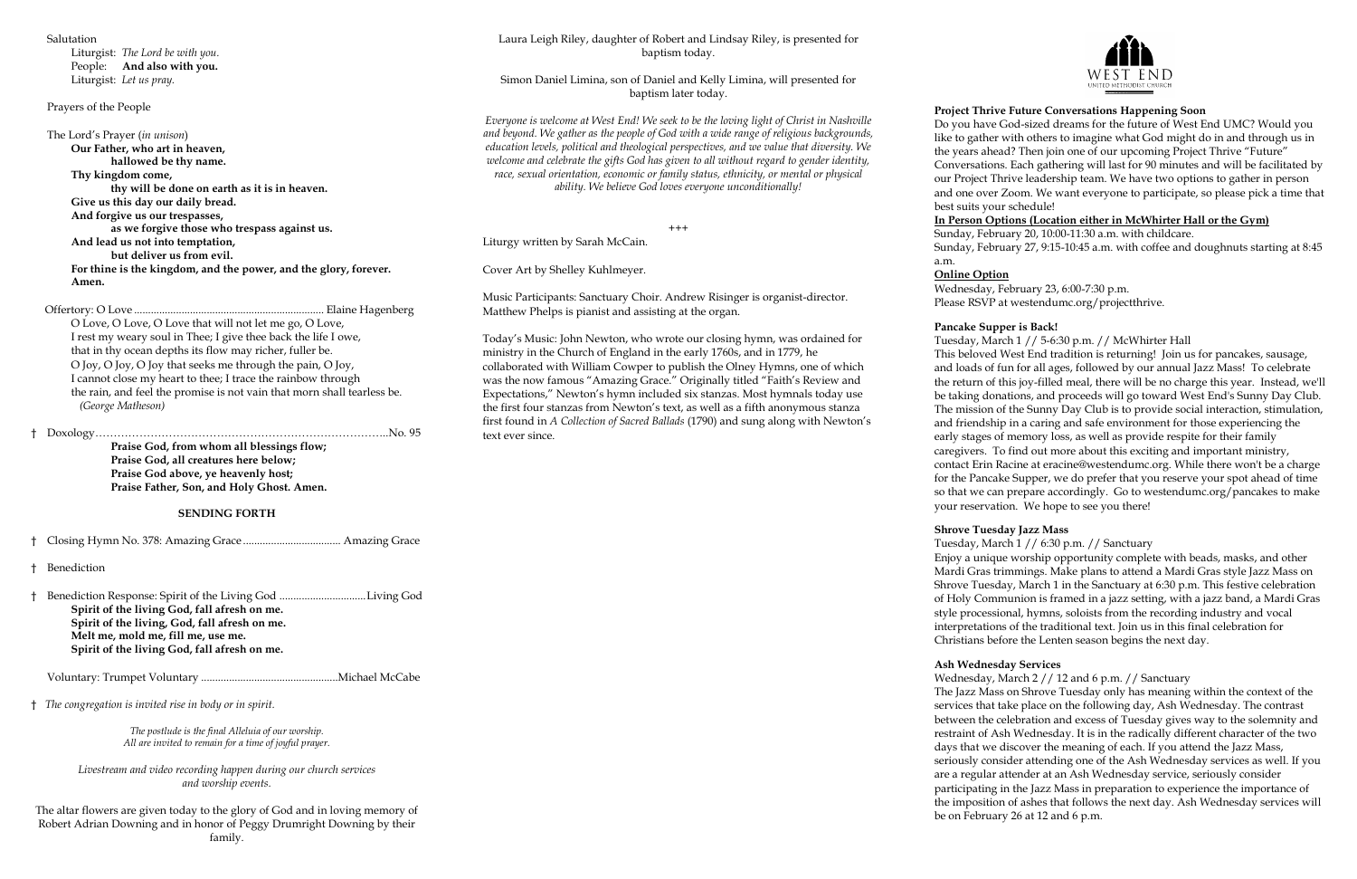Salutation

Liturgist: *The Lord be with you.*
People: **And also with you.**
Liturgist: *Let us pray.*

Prayers of the People

The Lord's Prayer (*in unison*)

**Our Father, who art in heaven,**
**hallowed be thy name.**
**Thy kingdom come,**
**thy will be done on earth as it is in heaven.**
**Give us this day our daily bread.**
**And forgive us our trespasses,**
**as we forgive those who trespass against us.**
**And lead us not into temptation,**
**but deliver us from evil.**
**For thine is the kingdom, and the power, and the glory, forever. Amen.**

Offertory: O Love .................................................................... Elaine Hagenberg

O Love, O Love, O Love that will not let me go, O Love,
I rest my weary soul in Thee; I give thee back the life I owe,
that in thy ocean depths its flow may richer, fuller be.
O Joy, O Joy, O Joy that seeks me through the pain, O Joy,
I cannot close my heart to thee; I trace the rainbow through
the rain, and feel the promise is not vain that morn shall tearless be.
*(George Matheson)*

† Doxology……………………………………………………………………..No. 95

**Praise God, from whom all blessings flow;**
**Praise God, all creatures here below;**
**Praise God above, ye heavenly host;**
**Praise Father, Son, and Holy Ghost. Amen.**

## SENDING FORTH

† Closing Hymn No. 378: Amazing Grace ................................... Amazing Grace

† Benediction

† Benediction Response: Spirit of the Living God ...............................Living God

**Spirit of the living God, fall afresh on me.**
**Spirit of the living, God, fall afresh on me.**
**Melt me, mold me, fill me, use me.**
**Spirit of the living God, fall afresh on me.**

Voluntary: Trumpet Voluntary .................................................Michael McCabe

† *The congregation is invited rise in body or in spirit.*

*The postlude is the final Alleluia of our worship.*
*All are invited to remain for a time of joyful prayer.*

*Livestream and video recording happen during our church services and worship events.*

The altar flowers are given today to the glory of God and in loving memory of Robert Adrian Downing and in honor of Peggy Drumright Downing by their family.

Laura Leigh Riley, daughter of Robert and Lindsay Riley, is presented for baptism today.

Simon Daniel Limina, son of Daniel and Kelly Limina, will presented for baptism later today.

*Everyone is welcome at West End! We seek to be the loving light of Christ in Nashville and beyond. We gather as the people of God with a wide range of religious backgrounds, education levels, political and theological perspectives, and we value that diversity. We welcome and celebrate the gifts God has given to all without regard to gender identity, race, sexual orientation, economic or family status, ethnicity, or mental or physical ability. We believe God loves everyone unconditionally!*

+++

Liturgy written by Sarah McCain.

Cover Art by Shelley Kuhlmeyer.

Music Participants: Sanctuary Choir. Andrew Risinger is organist-director. Matthew Phelps is pianist and assisting at the organ.

Today's Music: John Newton, who wrote our closing hymn, was ordained for ministry in the Church of England in the early 1760s, and in 1779, he collaborated with William Cowper to publish the Olney Hymns, one of which was the now famous "Amazing Grace." Originally titled "Faith's Review and Expectations," Newton's hymn included six stanzas. Most hymnals today use the first four stanzas from Newton's text, as well as a fifth anonymous stanza first found in *A Collection of Sacred Ballads* (1790) and sung along with Newton's text ever since.

WEST END
UNITED METHODIST CHURCH

**Project Thrive Future Conversations Happening Soon**

Do you have God-sized dreams for the future of West End UMC? Would you like to gather with others to imagine what God might do in and through us in the years ahead? Then join one of our upcoming Project Thrive "Future" Conversations. Each gathering will last for 90 minutes and will be facilitated by our Project Thrive leadership team. We have two options to gather in person and one over Zoom. We want everyone to participate, so please pick a time that best suits your schedule!

**In Person Options (Location either in McWhirter Hall or the Gym)**

Sunday, February 20, 10:00-11:30 a.m. with childcare.
Sunday, February 27, 9:15-10:45 a.m. with coffee and doughnuts starting at 8:45 a.m.

**Online Option**

Wednesday, February 23, 6:00-7:30 p.m.
Please RSVP at westendumc.org/projectthrive.

**Pancake Supper is Back!**

Tuesday, March 1 // 5-6:30 p.m. // McWhirter Hall
This beloved West End tradition is returning! Join us for pancakes, sausage, and loads of fun for all ages, followed by our annual Jazz Mass! To celebrate the return of this joy-filled meal, there will be no charge this year. Instead, we'll be taking donations, and proceeds will go toward West End's Sunny Day Club. The mission of the Sunny Day Club is to provide social interaction, stimulation, and friendship in a caring and safe environment for those experiencing the early stages of memory loss, as well as provide respite for their family caregivers. To find out more about this exciting and important ministry, contact Erin Racine at eracine@westendumc.org. While there won't be a charge for the Pancake Supper, we do prefer that you reserve your spot ahead of time so that we can prepare accordingly. Go to westendumc.org/pancakes to make your reservation. We hope to see you there!

**Shrove Tuesday Jazz Mass**

Tuesday, March 1 // 6:30 p.m. // Sanctuary
Enjoy a unique worship opportunity complete with beads, masks, and other Mardi Gras trimmings. Make plans to attend a Mardi Gras style Jazz Mass on Shrove Tuesday, March 1 in the Sanctuary at 6:30 p.m. This festive celebration of Holy Communion is framed in a jazz setting, with a jazz band, a Mardi Gras style processional, hymns, soloists from the recording industry and vocal interpretations of the traditional text. Join us in this final celebration for Christians before the Lenten season begins the next day.

**Ash Wednesday Services**

Wednesday, March 2 // 12 and 6 p.m. // Sanctuary
The Jazz Mass on Shrove Tuesday only has meaning within the context of the services that take place on the following day, Ash Wednesday. The contrast between the celebration and excess of Tuesday gives way to the solemnity and restraint of Ash Wednesday. It is in the radically different character of the two days that we discover the meaning of each. If you attend the Jazz Mass, seriously consider attending one of the Ash Wednesday services as well. If you are a regular attender at an Ash Wednesday service, seriously consider participating in the Jazz Mass in preparation to experience the importance of the imposition of ashes that follows the next day. Ash Wednesday services will be on February 26 at 12 and 6 p.m.